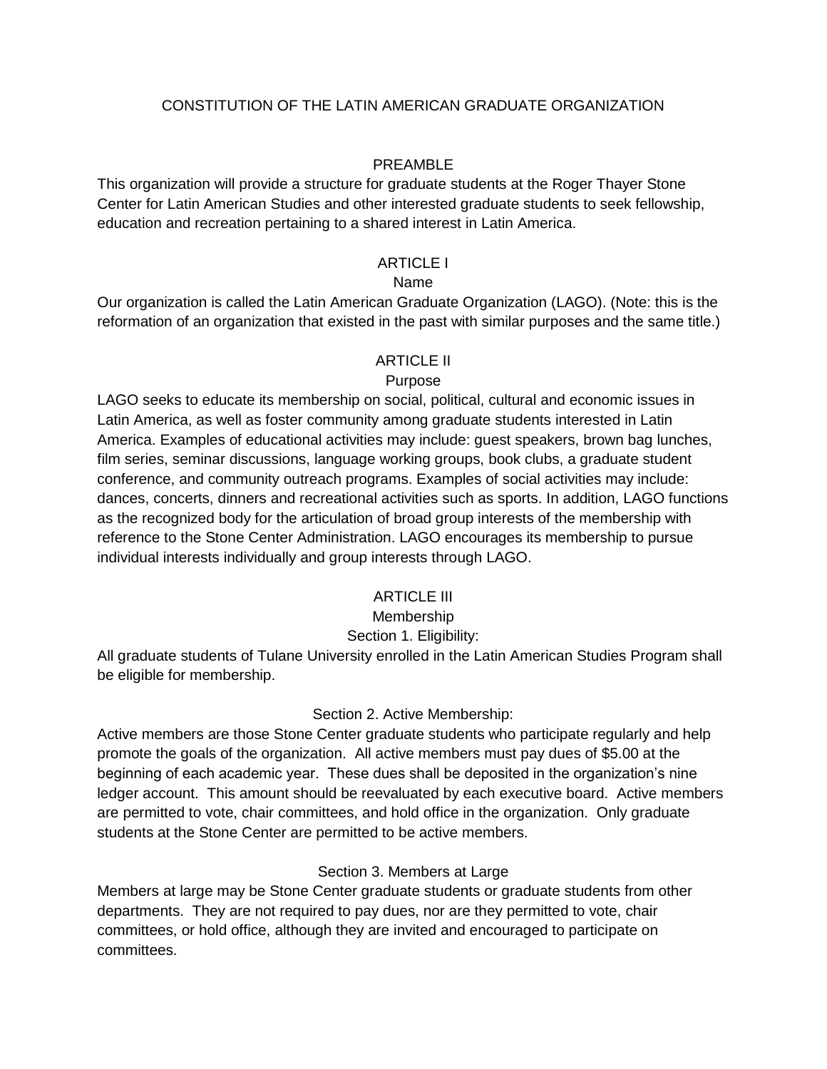# CONSTITUTION OF THE LATIN AMERICAN GRADUATE ORGANIZATION

## PREAMBLE

This organization will provide a structure for graduate students at the Roger Thayer Stone Center for Latin American Studies and other interested graduate students to seek fellowship, education and recreation pertaining to a shared interest in Latin America.

## ARTICLE I
### Name

Our organization is called the Latin American Graduate Organization (LAGO). (Note: this is the reformation of an organization that existed in the past with similar purposes and the same title.)

## ARTICLE II
### Purpose

LAGO seeks to educate its membership on social, political, cultural and economic issues in Latin America, as well as foster community among graduate students interested in Latin America. Examples of educational activities may include: guest speakers, brown bag lunches, film series, seminar discussions, language working groups, book clubs, a graduate student conference, and community outreach programs. Examples of social activities may include: dances, concerts, dinners and recreational activities such as sports. In addition, LAGO functions as the recognized body for the articulation of broad group interests of the membership with reference to the Stone Center Administration. LAGO encourages its membership to pursue individual interests individually and group interests through LAGO.

## ARTICLE III
### Membership

#### Section 1. Eligibility:

All graduate students of Tulane University enrolled in the Latin American Studies Program shall be eligible for membership.

#### Section 2. Active Membership:

Active members are those Stone Center graduate students who participate regularly and help promote the goals of the organization. All active members must pay dues of $5.00 at the beginning of each academic year. These dues shall be deposited in the organization's nine ledger account. This amount should be reevaluated by each executive board. Active members are permitted to vote, chair committees, and hold office in the organization. Only graduate students at the Stone Center are permitted to be active members.

#### Section 3. Members at Large

Members at large may be Stone Center graduate students or graduate students from other departments. They are not required to pay dues, nor are they permitted to vote, chair committees, or hold office, although they are invited and encouraged to participate on committees.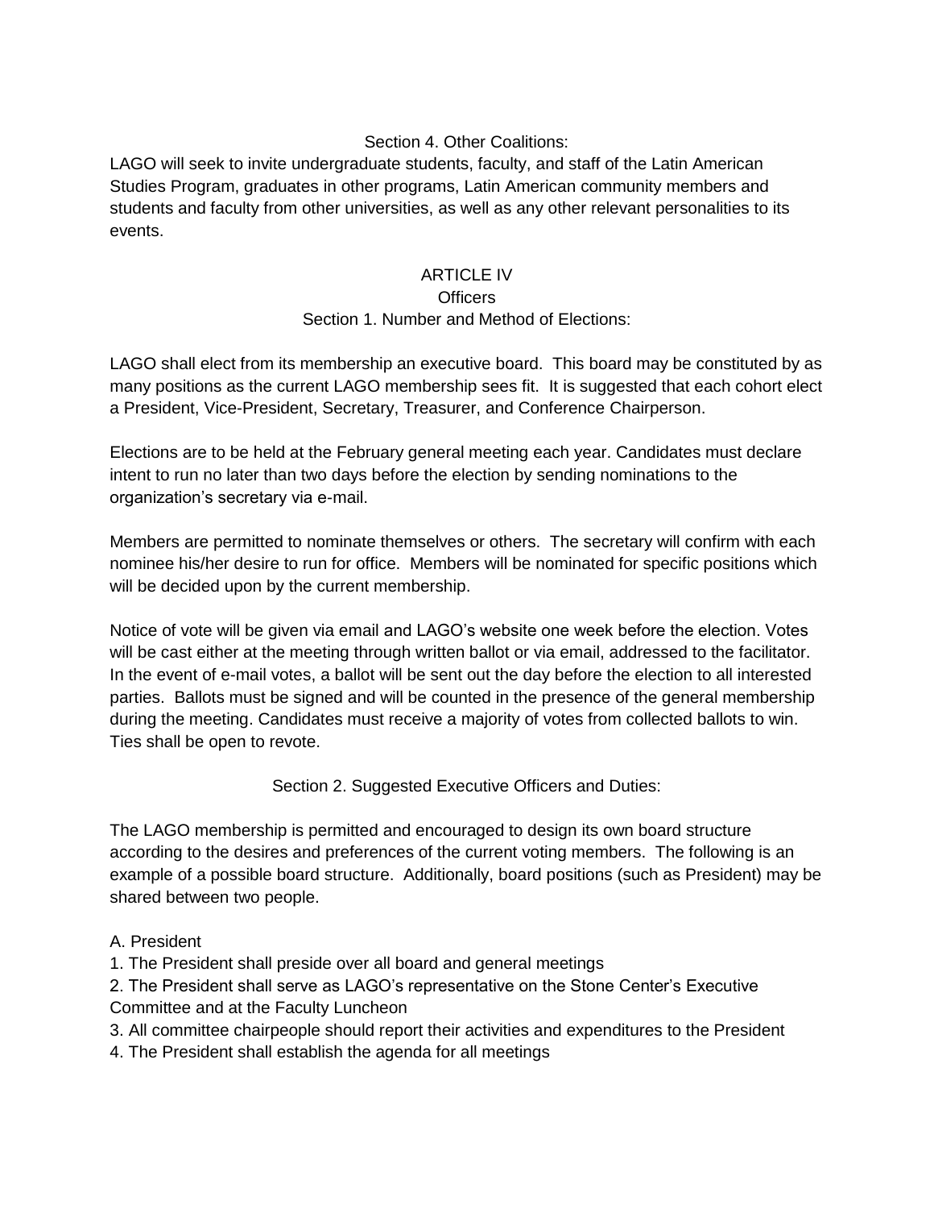### Section 4. Other Coalitions:

LAGO will seek to invite undergraduate students, faculty, and staff of the Latin American Studies Program, graduates in other programs, Latin American community members and students and faculty from other universities, as well as any other relevant personalities to its events.

## ARTICLE IV
## Officers
### Section 1. Number and Method of Elections:

LAGO shall elect from its membership an executive board. This board may be constituted by as many positions as the current LAGO membership sees fit. It is suggested that each cohort elect a President, Vice-President, Secretary, Treasurer, and Conference Chairperson.

Elections are to be held at the February general meeting each year. Candidates must declare intent to run no later than two days before the election by sending nominations to the organization's secretary via e-mail.

Members are permitted to nominate themselves or others. The secretary will confirm with each nominee his/her desire to run for office. Members will be nominated for specific positions which will be decided upon by the current membership.

Notice of vote will be given via email and LAGO's website one week before the election. Votes will be cast either at the meeting through written ballot or via email, addressed to the facilitator. In the event of e-mail votes, a ballot will be sent out the day before the election to all interested parties. Ballots must be signed and will be counted in the presence of the general membership during the meeting. Candidates must receive a majority of votes from collected ballots to win. Ties shall be open to revote.

### Section 2. Suggested Executive Officers and Duties:

The LAGO membership is permitted and encouraged to design its own board structure according to the desires and preferences of the current voting members. The following is an example of a possible board structure. Additionally, board positions (such as President) may be shared between two people.

A. President

1. The President shall preside over all board and general meetings
2. The President shall serve as LAGO's representative on the Stone Center's Executive Committee and at the Faculty Luncheon
3. All committee chairpeople should report their activities and expenditures to the President
4. The President shall establish the agenda for all meetings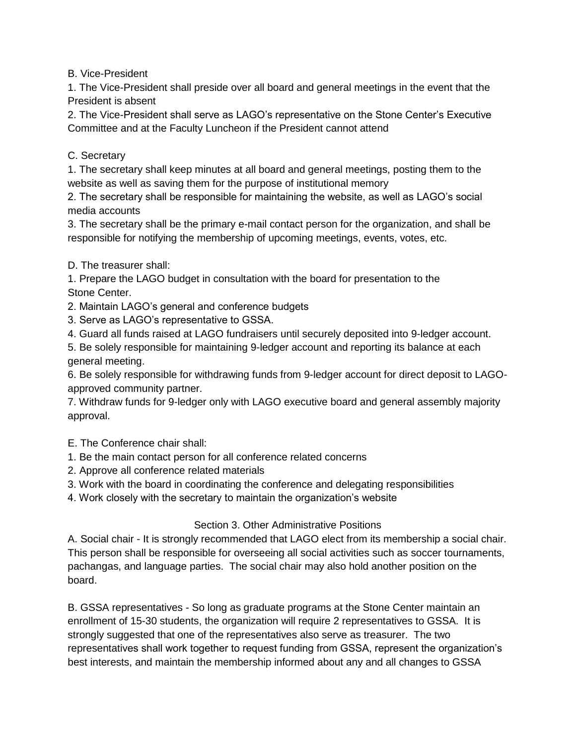B. Vice-President

1. The Vice-President shall preside over all board and general meetings in the event that the President is absent
2. The Vice-President shall serve as LAGO's representative on the Stone Center's Executive Committee and at the Faculty Luncheon if the President cannot attend

C. Secretary

1. The secretary shall keep minutes at all board and general meetings, posting them to the website as well as saving them for the purpose of institutional memory
2. The secretary shall be responsible for maintaining the website, as well as LAGO's social media accounts
3. The secretary shall be the primary e-mail contact person for the organization, and shall be responsible for notifying the membership of upcoming meetings, events, votes, etc.

D. The treasurer shall:

1. Prepare the LAGO budget in consultation with the board for presentation to the Stone Center.
2. Maintain LAGO's general and conference budgets
3. Serve as LAGO's representative to GSSA.
4. Guard all funds raised at LAGO fundraisers until securely deposited into 9-ledger account.
5. Be solely responsible for maintaining 9-ledger account and reporting its balance at each general meeting.
6. Be solely responsible for withdrawing funds from 9-ledger account for direct deposit to LAGO-approved community partner.
7. Withdraw funds for 9-ledger only with LAGO executive board and general assembly majority approval.

E. The Conference chair shall:

1. Be the main contact person for all conference related concerns
2. Approve all conference related materials
3. Work with the board in coordinating the conference and delegating responsibilities
4. Work closely with the secretary to maintain the organization's website

### Section 3. Other Administrative Positions

A. Social chair - It is strongly recommended that LAGO elect from its membership a social chair. This person shall be responsible for overseeing all social activities such as soccer tournaments, pachangas, and language parties. The social chair may also hold another position on the board.

B. GSSA representatives - So long as graduate programs at the Stone Center maintain an enrollment of 15-30 students, the organization will require 2 representatives to GSSA. It is strongly suggested that one of the representatives also serve as treasurer. The two representatives shall work together to request funding from GSSA, represent the organization's best interests, and maintain the membership informed about any and all changes to GSSA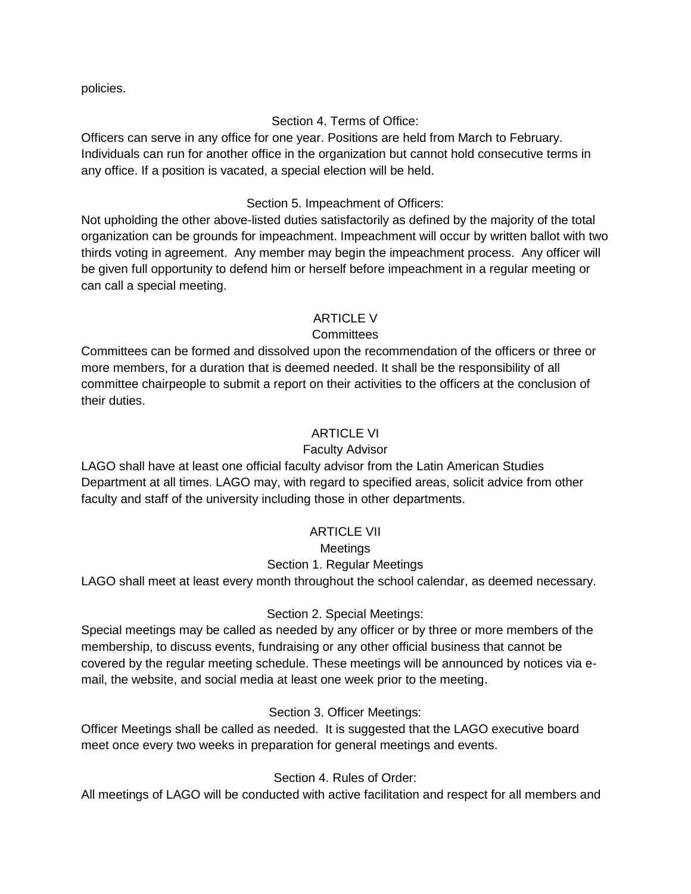policies.

### Section 4. Terms of Office:

Officers can serve in any office for one year. Positions are held from March to February. Individuals can run for another office in the organization but cannot hold consecutive terms in any office. If a position is vacated, a special election will be held.

### Section 5. Impeachment of Officers:

Not upholding the other above-listed duties satisfactorily as defined by the majority of the total organization can be grounds for impeachment. Impeachment will occur by written ballot with two thirds voting in agreement. Any member may begin the impeachment process. Any officer will be given full opportunity to defend him or herself before impeachment in a regular meeting or can call a special meeting.

## ARTICLE V
## Committees

Committees can be formed and dissolved upon the recommendation of the officers or three or more members, for a duration that is deemed needed. It shall be the responsibility of all committee chairpeople to submit a report on their activities to the officers at the conclusion of their duties.

## ARTICLE VI
## Faculty Advisor

LAGO shall have at least one official faculty advisor from the Latin American Studies Department at all times. LAGO may, with regard to specified areas, solicit advice from other faculty and staff of the university including those in other departments.

## ARTICLE VII
## Meetings

### Section 1. Regular Meetings

LAGO shall meet at least every month throughout the school calendar, as deemed necessary.

### Section 2. Special Meetings:

Special meetings may be called as needed by any officer or by three or more members of the membership, to discuss events, fundraising or any other official business that cannot be covered by the regular meeting schedule. These meetings will be announced by notices via e-mail, the website, and social media at least one week prior to the meeting.

### Section 3. Officer Meetings:

Officer Meetings shall be called as needed. It is suggested that the LAGO executive board meet once every two weeks in preparation for general meetings and events.

### Section 4. Rules of Order:

All meetings of LAGO will be conducted with active facilitation and respect for all members and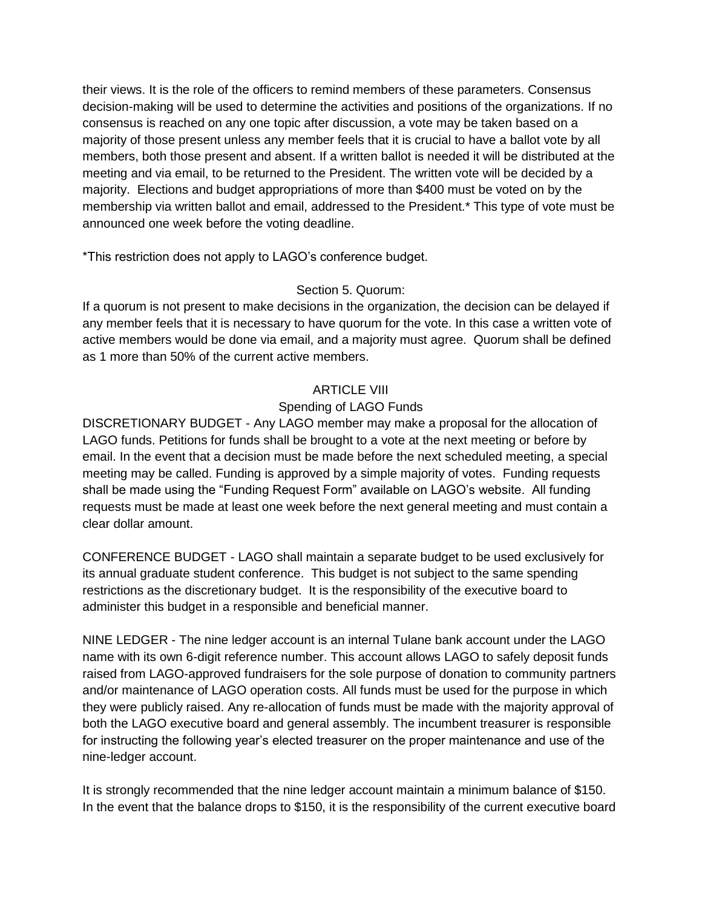their views. It is the role of the officers to remind members of these parameters. Consensus decision-making will be used to determine the activities and positions of the organizations. If no consensus is reached on any one topic after discussion, a vote may be taken based on a majority of those present unless any member feels that it is crucial to have a ballot vote by all members, both those present and absent. If a written ballot is needed it will be distributed at the meeting and via email, to be returned to the President. The written vote will be decided by a majority. Elections and budget appropriations of more than $400 must be voted on by the membership via written ballot and email, addressed to the President.* This type of vote must be announced one week before the voting deadline.

*This restriction does not apply to LAGO's conference budget.

### Section 5. Quorum:

If a quorum is not present to make decisions in the organization, the decision can be delayed if any member feels that it is necessary to have quorum for the vote. In this case a written vote of active members would be done via email, and a majority must agree. Quorum shall be defined as 1 more than 50% of the current active members.

## ARTICLE VIII
### Spending of LAGO Funds

DISCRETIONARY BUDGET - Any LAGO member may make a proposal for the allocation of LAGO funds. Petitions for funds shall be brought to a vote at the next meeting or before by email. In the event that a decision must be made before the next scheduled meeting, a special meeting may be called. Funding is approved by a simple majority of votes. Funding requests shall be made using the "Funding Request Form" available on LAGO's website. All funding requests must be made at least one week before the next general meeting and must contain a clear dollar amount.

CONFERENCE BUDGET - LAGO shall maintain a separate budget to be used exclusively for its annual graduate student conference. This budget is not subject to the same spending restrictions as the discretionary budget. It is the responsibility of the executive board to administer this budget in a responsible and beneficial manner.

NINE LEDGER - The nine ledger account is an internal Tulane bank account under the LAGO name with its own 6-digit reference number. This account allows LAGO to safely deposit funds raised from LAGO-approved fundraisers for the sole purpose of donation to community partners and/or maintenance of LAGO operation costs. All funds must be used for the purpose in which they were publicly raised. Any re-allocation of funds must be made with the majority approval of both the LAGO executive board and general assembly. The incumbent treasurer is responsible for instructing the following year's elected treasurer on the proper maintenance and use of the nine-ledger account.

It is strongly recommended that the nine ledger account maintain a minimum balance of $150. In the event that the balance drops to $150, it is the responsibility of the current executive board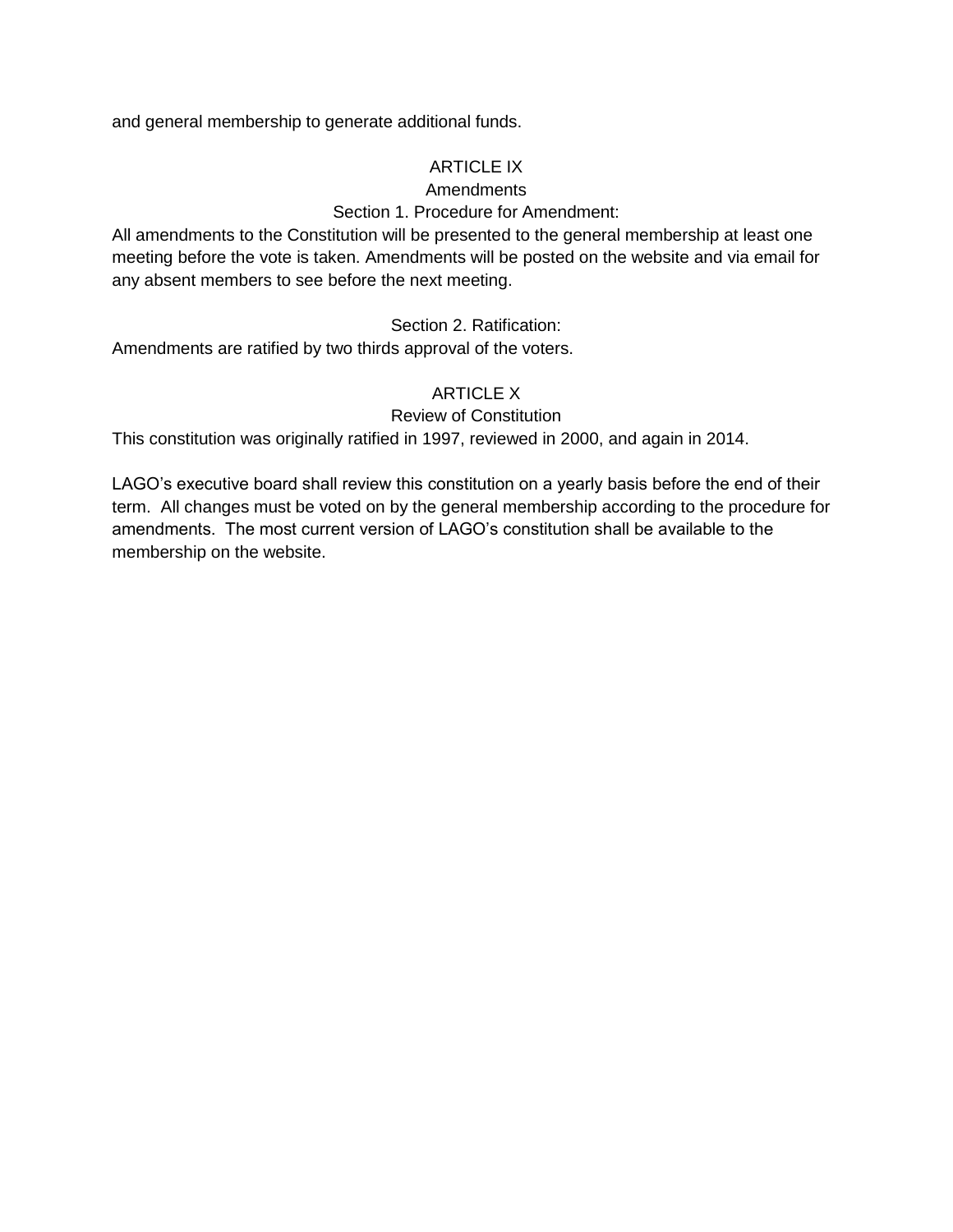and general membership to generate additional funds.

## ARTICLE IX
### Amendments
#### Section 1. Procedure for Amendment:

All amendments to the Constitution will be presented to the general membership at least one meeting before the vote is taken. Amendments will be posted on the website and via email for any absent members to see before the next meeting.

#### Section 2. Ratification:

Amendments are ratified by two thirds approval of the voters.

## ARTICLE X
### Review of Constitution

This constitution was originally ratified in 1997, reviewed in 2000, and again in 2014.

LAGO's executive board shall review this constitution on a yearly basis before the end of their term. All changes must be voted on by the general membership according to the procedure for amendments. The most current version of LAGO's constitution shall be available to the membership on the website.